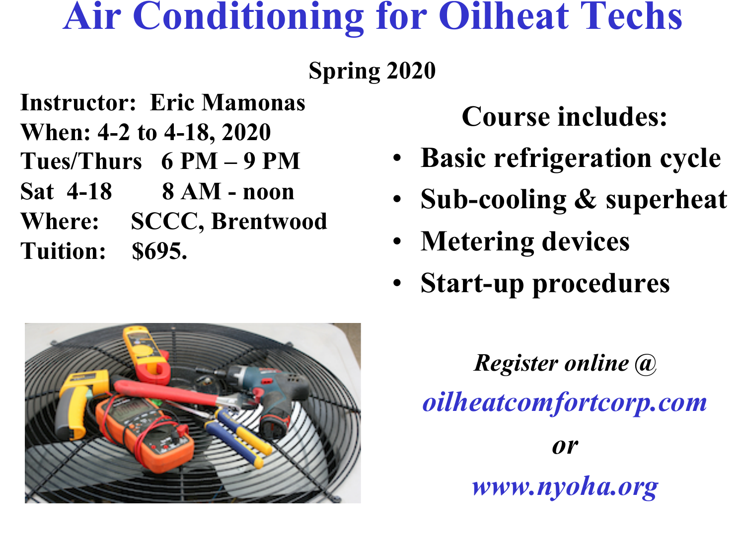# Air Conditioning for Oilheat Techs

**Spring 2020**

**Instructor:** Eric Mamonas
**When:** 4-2 to 4-18, 2020
**Tues/Thurs** 6 PM – 9 PM
**Sat 4-18** 8 AM - noon
**Where:** SCCC, Brentwood
**Tuition:** $695.

## Course includes:

- Basic refrigeration cycle
- Sub-cooling & superheat
- Metering devices
- Start-up procedures

*Register online @*

*oilheatcomfortcorp.com*

*or*

*www.nyoha.org*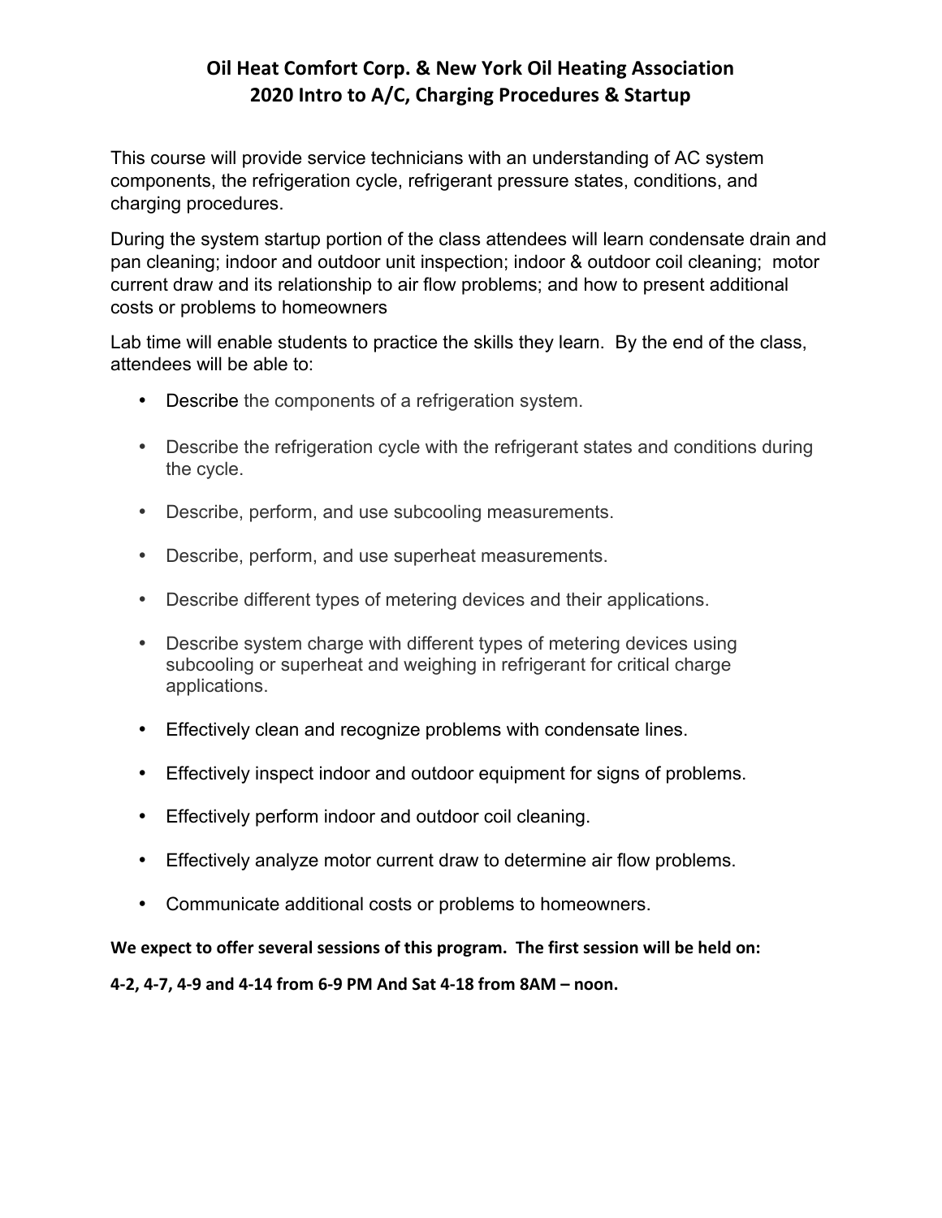# Oil Heat Comfort Corp. & New York Oil Heating Association
# 2020 Intro to A/C, Charging Procedures & Startup

This course will provide service technicians with an understanding of AC system components, the refrigeration cycle, refrigerant pressure states, conditions, and charging procedures.

During the system startup portion of the class attendees will learn condensate drain and pan cleaning; indoor and outdoor unit inspection; indoor & outdoor coil cleaning; motor current draw and its relationship to air flow problems; and how to present additional costs or problems to homeowners

Lab time will enable students to practice the skills they learn. By the end of the class, attendees will be able to:

- Describe the components of a refrigeration system.
- Describe the refrigeration cycle with the refrigerant states and conditions during the cycle.
- Describe, perform, and use subcooling measurements.
- Describe, perform, and use superheat measurements.
- Describe different types of metering devices and their applications.
- Describe system charge with different types of metering devices using subcooling or superheat and weighing in refrigerant for critical charge applications.
- Effectively clean and recognize problems with condensate lines.
- Effectively inspect indoor and outdoor equipment for signs of problems.
- Effectively perform indoor and outdoor coil cleaning.
- Effectively analyze motor current draw to determine air flow problems.
- Communicate additional costs or problems to homeowners.

**We expect to offer several sessions of this program. The first session will be held on:**

**4-2, 4-7, 4-9 and 4-14 from 6-9 PM And Sat 4-18 from 8AM – noon.**